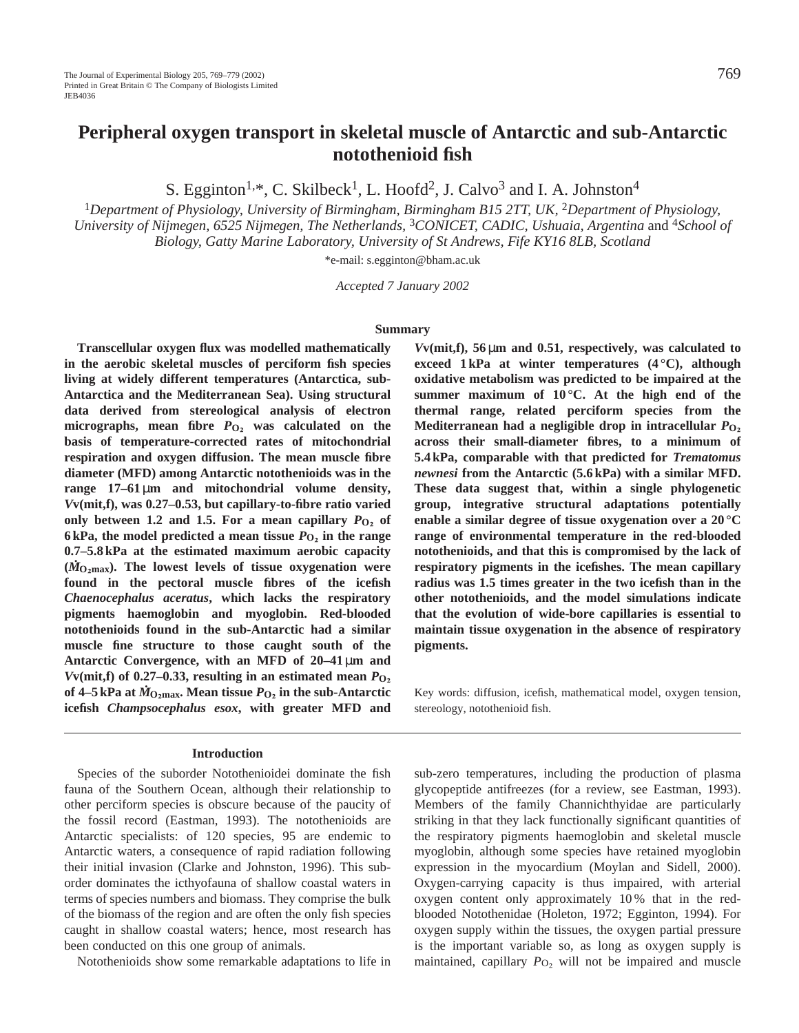# Peripheral oxygen transport in skeletal muscle of Antarctic and sub-Antarctic notothenioid fish

S. Egginton[1,*], C. Skilbeck[1], L. Hoofd[2], J. Calvo[3] and I. A. Johnston[4]

[1]*Department of Physiology, University of Birmingham, Birmingham B15 2TT, UK,* [2]*Department of Physiology, University of Nijmegen, 6525 Nijmegen, The Netherlands,* [3]*CONICET, CADIC, Ushuaia, Argentina* and [4]*School of Biology, Gatty Marine Laboratory, University of St Andrews, Fife KY16 8LB, Scotland*

*e-mail: s.egginton@bham.ac.uk

*Accepted 7 January 2002*

## Summary

**Transcellular oxygen flux was modelled mathematically in the aerobic skeletal muscles of perciform fish species living at widely different temperatures (Antarctica, sub-Antarctica and the Mediterranean Sea). Using structural data derived from stereological analysis of electron micrographs, mean fibre $P_{O_2}$ was calculated on the basis of temperature-corrected rates of mitochondrial respiration and oxygen diffusion. The mean muscle fibre diameter (MFD) among Antarctic notothenioids was in the range 17–61 μm and mitochondrial volume density, *V*v(mit,f), was 0.27–0.53, but capillary-to-fibre ratio varied only between 1.2 and 1.5. For a mean capillary $P_{O_2}$ of 6 kPa, the model predicted a mean tissue $P_{O_2}$ in the range 0.7–5.8 kPa at the estimated maximum aerobic capacity ($\dot{M}_{O_2max}$). The lowest levels of tissue oxygenation were found in the pectoral muscle fibres of the icefish *Chaenocephalus aceratus*, which lacks the respiratory pigments haemoglobin and myoglobin. Red-blooded notothenioids found in the sub-Antarctic had a similar muscle fine structure to those caught south of the Antarctic Convergence, with an MFD of 20–41 μm and *V*v(mit,f) of 0.27–0.33, resulting in an estimated mean $P_{O_2}$ of 4–5 kPa at $\dot{M}_{O_2max}$. Mean tissue $P_{O_2}$ in the sub-Antarctic icefish *Champsocephalus esox*, with greater MFD and *V*v(mit,f), 56 μm and 0.51, respectively, was calculated to exceed 1 kPa at winter temperatures (4 °C), although oxidative metabolism was predicted to be impaired at the summer maximum of 10 °C. At the high end of the thermal range, related perciform species from the Mediterranean had a negligible drop in intracellular $P_{O_2}$ across their small-diameter fibres, to a minimum of 5.4 kPa, comparable with that predicted for *Trematomus newnesi* from the Antarctic (5.6 kPa) with a similar MFD. These data suggest that, within a single phylogenetic group, integrative structural adaptations potentially enable a similar degree of tissue oxygenation over a 20 °C range of environmental temperature in the red-blooded notothenioids, and that this is compromised by the lack of respiratory pigments in the icefishes. The mean capillary radius was 1.5 times greater in the two icefish than in the other notothenioids, and the model simulations indicate that the evolution of wide-bore capillaries is essential to maintain tissue oxygenation in the absence of respiratory pigments.**

Key words: diffusion, icefish, mathematical model, oxygen tension, stereology, notothenioid fish.

## Introduction

Species of the suborder Notothenioidei dominate the fish fauna of the Southern Ocean, although their relationship to other perciform species is obscure because of the paucity of the fossil record (Eastman, 1993). The notothenioids are Antarctic specialists: of 120 species, 95 are endemic to Antarctic waters, a consequence of rapid radiation following their initial invasion (Clarke and Johnston, 1996). This sub-order dominates the icthyofauna of shallow coastal waters in terms of species numbers and biomass. They comprise the bulk of the biomass of the region and are often the only fish species caught in shallow coastal waters; hence, most research has been conducted on this one group of animals.

Notothenioids show some remarkable adaptations to life in sub-zero temperatures, including the production of plasma glycopeptide antifreezes (for a review, see Eastman, 1993). Members of the family Channichthyidae are particularly striking in that they lack functionally significant quantities of the respiratory pigments haemoglobin and skeletal muscle myoglobin, although some species have retained myoglobin expression in the myocardium (Moylan and Sidell, 2000). Oxygen-carrying capacity is thus impaired, with arterial oxygen content only approximately 10 % that in the red-blooded Nothothenidae (Holeton, 1972; Egginton, 1994). For oxygen supply within the tissues, the oxygen partial pressure is the important variable so, as long as oxygen supply is maintained, capillary $P_{O_2}$ will not be impaired and muscle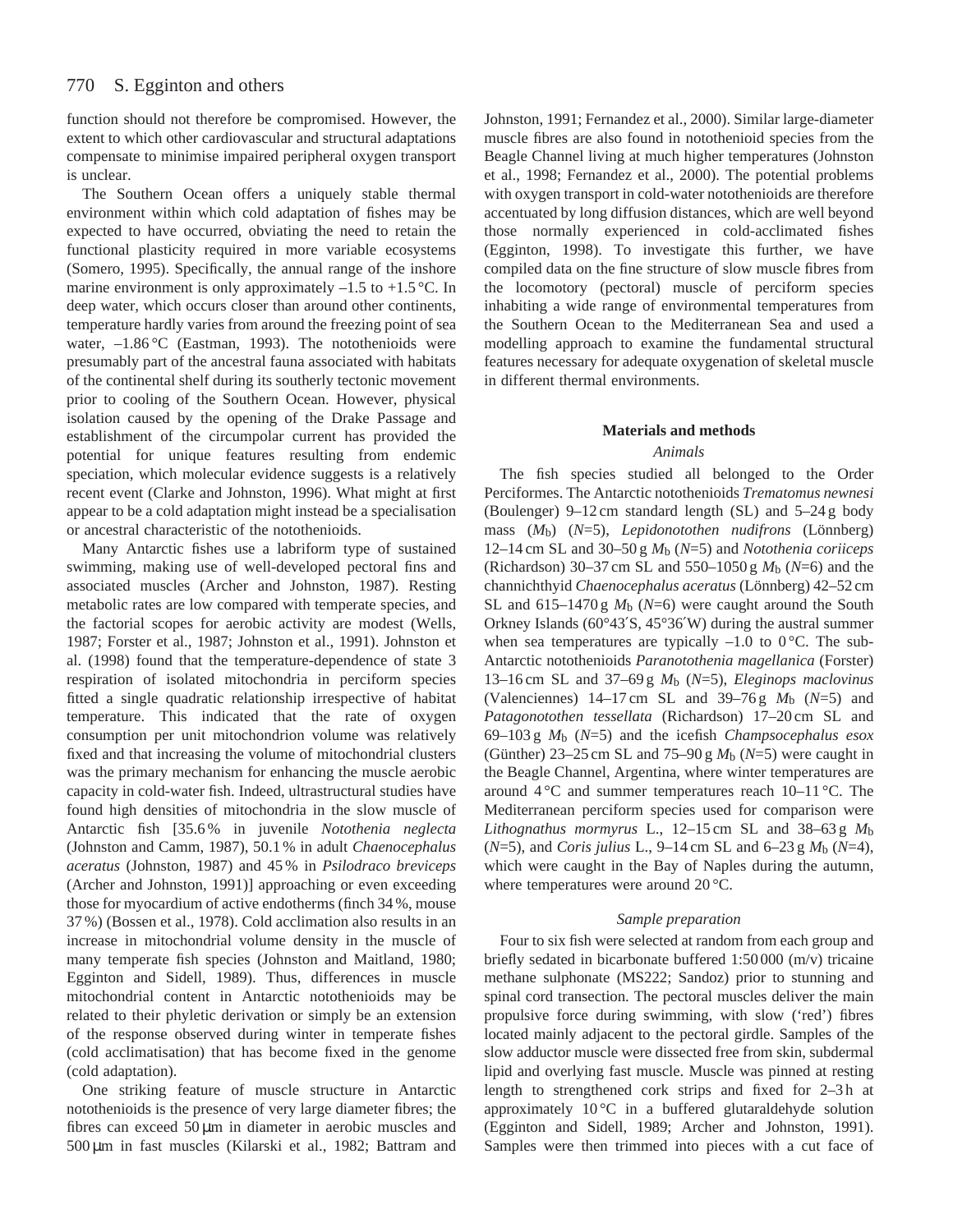function should not therefore be compromised. However, the extent to which other cardiovascular and structural adaptations compensate to minimise impaired peripheral oxygen transport is unclear.

The Southern Ocean offers a uniquely stable thermal environment within which cold adaptation of fishes may be expected to have occurred, obviating the need to retain the functional plasticity required in more variable ecosystems (Somero, 1995). Specifically, the annual range of the inshore marine environment is only approximately –1.5 to +1.5 °C. In deep water, which occurs closer than around other continents, temperature hardly varies from around the freezing point of sea water, –1.86 °C (Eastman, 1993). The notothenioids were presumably part of the ancestral fauna associated with habitats of the continental shelf during its southerly tectonic movement prior to cooling of the Southern Ocean. However, physical isolation caused by the opening of the Drake Passage and establishment of the circumpolar current has provided the potential for unique features resulting from endemic speciation, which molecular evidence suggests is a relatively recent event (Clarke and Johnston, 1996). What might at first appear to be a cold adaptation might instead be a specialisation or ancestral characteristic of the notothenioids.

Many Antarctic fishes use a labriform type of sustained swimming, making use of well-developed pectoral fins and associated muscles (Archer and Johnston, 1987). Resting metabolic rates are low compared with temperate species, and the factorial scopes for aerobic activity are modest (Wells, 1987; Forster et al., 1987; Johnston et al., 1991). Johnston et al. (1998) found that the temperature-dependence of state 3 respiration of isolated mitochondria in perciform species fitted a single quadratic relationship irrespective of habitat temperature. This indicated that the rate of oxygen consumption per unit mitochondrion volume was relatively fixed and that increasing the volume of mitochondrial clusters was the primary mechanism for enhancing the muscle aerobic capacity in cold-water fish. Indeed, ultrastructural studies have found high densities of mitochondria in the slow muscle of Antarctic fish [35.6 % in juvenile *Notothenia neglecta* (Johnston and Camm, 1987), 50.1 % in adult *Chaenocephalus aceratus* (Johnston, 1987) and 45 % in *Psilodraco breviceps* (Archer and Johnston, 1991)] approaching or even exceeding those for myocardium of active endotherms (finch 34 %, mouse 37 %) (Bossen et al., 1978). Cold acclimation also results in an increase in mitochondrial volume density in the muscle of many temperate fish species (Johnston and Maitland, 1980; Egginton and Sidell, 1989). Thus, differences in muscle mitochondrial content in Antarctic notothenioids may be related to their phyletic derivation or simply be an extension of the response observed during winter in temperate fishes (cold acclimatisation) that has become fixed in the genome (cold adaptation).

One striking feature of muscle structure in Antarctic notothenioids is the presence of very large diameter fibres; the fibres can exceed 50 µm in diameter in aerobic muscles and 500 µm in fast muscles (Kilarski et al., 1982; Battram and Johnston, 1991; Fernandez et al., 2000). Similar large-diameter muscle fibres are also found in notothenioid species from the Beagle Channel living at much higher temperatures (Johnston et al., 1998; Fernandez et al., 2000). The potential problems with oxygen transport in cold-water notothenioids are therefore accentuated by long diffusion distances, which are well beyond those normally experienced in cold-acclimated fishes (Egginton, 1998). To investigate this further, we have compiled data on the fine structure of slow muscle fibres from the locomotory (pectoral) muscle of perciform species inhabiting a wide range of environmental temperatures from the Southern Ocean to the Mediterranean Sea and used a modelling approach to examine the fundamental structural features necessary for adequate oxygenation of skeletal muscle in different thermal environments.

## Materials and methods

### *Animals*

The fish species studied all belonged to the Order Perciformes. The Antarctic notothenioids *Trematomus newnesi* (Boulenger) 9–12 cm standard length (SL) and 5–24 g body mass ($M_b$) ($N$=5), *Lepidonotothen nudifrons* (Lönnberg) 12–14 cm SL and 30–50 g $M_b$ ($N$=5) and *Notothenia coriiceps* (Richardson) 30–37 cm SL and 550–1050 g $M_b$ ($N$=6) and the channichthyid *Chaenocephalus aceratus* (Lönnberg) 42–52 cm SL and 615–1470 g $M_b$ ($N$=6) were caught around the South Orkney Islands (60°43′S, 45°36′W) during the austral summer when sea temperatures are typically –1.0 to 0 °C. The sub-Antarctic notothenioids *Paranotothenia magellanica* (Forster) 13–16 cm SL and 37–69 g $M_b$ ($N$=5), *Eleginops maclovinus* (Valenciennes) 14–17 cm SL and 39–76 g $M_b$ ($N$=5) and *Patagonotothen tessellata* (Richardson) 17–20 cm SL and 69–103 g $M_b$ ($N$=5) and the icefish *Champsocephalus esox* (Günther) 23–25 cm SL and 75–90 g $M_b$ ($N$=5) were caught in the Beagle Channel, Argentina, where winter temperatures are around 4 °C and summer temperatures reach 10–11 °C. The Mediterranean perciform species used for comparison were *Lithognathus mormyrus* L., 12–15 cm SL and 38–63 g $M_b$ ($N$=5), and *Coris julius* L., 9–14 cm SL and 6–23 g $M_b$ ($N$=4), which were caught in the Bay of Naples during the autumn, where temperatures were around 20 °C.

### *Sample preparation*

Four to six fish were selected at random from each group and briefly sedated in bicarbonate buffered 1:50 000 (m/v) tricaine methane sulphonate (MS222; Sandoz) prior to stunning and spinal cord transection. The pectoral muscles deliver the main propulsive force during swimming, with slow ('red') fibres located mainly adjacent to the pectoral girdle. Samples of the slow adductor muscle were dissected free from skin, subdermal lipid and overlying fast muscle. Muscle was pinned at resting length to strengthened cork strips and fixed for 2–3 h at approximately 10 °C in a buffered glutaraldehyde solution (Egginton and Sidell, 1989; Archer and Johnston, 1991). Samples were then trimmed into pieces with a cut face of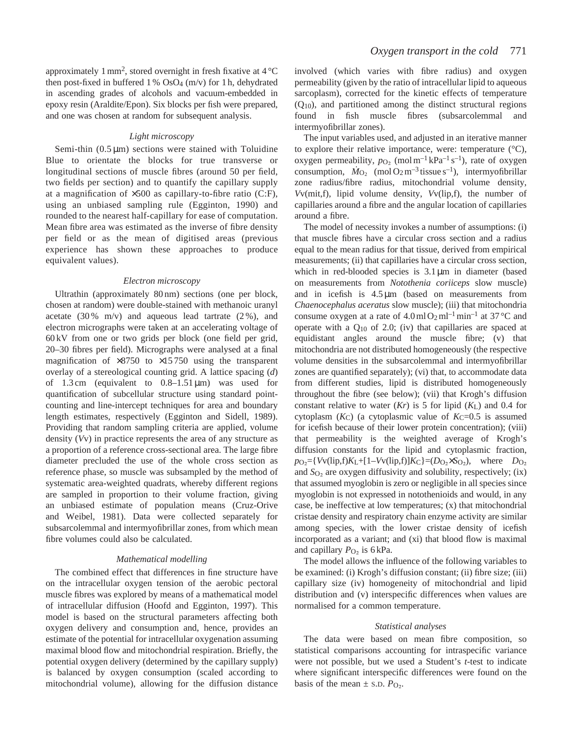approximately 1 mm$^2$, stored overnight in fresh fixative at 4 °C then post-fixed in buffered 1 % $OsO_4$ (m/v) for 1 h, dehydrated in ascending grades of alcohols and vacuum-embedded in epoxy resin (Araldite/Epon). Six blocks per fish were prepared, and one was chosen at random for subsequent analysis.

### *Light microscopy*

Semi-thin (0.5 µm) sections were stained with Toluidine Blue to orientate the blocks for true transverse or longitudinal sections of muscle fibres (around 50 per field, two fields per section) and to quantify the capillary supply at a magnification of ×500 as capillary-to-fibre ratio (C:F), using an unbiased sampling rule (Egginton, 1990) and rounded to the nearest half-capillary for ease of computation. Mean fibre area was estimated as the inverse of fibre density per field or as the mean of digitised areas (previous experience has shown these approaches to produce equivalent values).

### *Electron microscopy*

Ultrathin (approximately 80 nm) sections (one per block, chosen at random) were double-stained with methanoic uranyl acetate (30 % m/v) and aqueous lead tartrate (2 %), and electron micrographs were taken at an accelerating voltage of 60 kV from one or two grids per block (one field per grid, 20–30 fibres per field). Micrographs were analysed at a final magnification of ×8750 to ×15 750 using the transparent overlay of a stereological counting grid. A lattice spacing ($d$) of 1.3 cm (equivalent to 0.8–1.51 µm) was used for quantification of subcellular structure using standard point-counting and line-intercept techniques for area and boundary length estimates, respectively (Egginton and Sidell, 1989). Providing that random sampling criteria are applied, volume density ($V$v) in practice represents the area of any structure as a proportion of a reference cross-sectional area. The large fibre diameter precluded the use of the whole cross section as reference phase, so muscle was subsampled by the method of systematic area-weighted quadrats, whereby different regions are sampled in proportion to their volume fraction, giving an unbiased estimate of population means (Cruz-Orive and Weibel, 1981). Data were collected separately for subsarcolemmal and intermyofibrillar zones, from which mean fibre volumes could also be calculated.

### *Mathematical modelling*

The combined effect that differences in fine structure have on the intracellular oxygen tension of the aerobic pectoral muscle fibres was explored by means of a mathematical model of intracellular diffusion (Hoofd and Egginton, 1997). This model is based on the structural parameters affecting both oxygen delivery and consumption and, hence, provides an estimate of the potential for intracellular oxygenation assuming maximal blood flow and mitochondrial respiration. Briefly, the potential oxygen delivery (determined by the capillary supply) is balanced by oxygen consumption (scaled according to mitochondrial volume), allowing for the diffusion distance involved (which varies with fibre radius) and oxygen permeability (given by the ratio of intracellular lipid to aqueous sarcoplasm), corrected for the kinetic effects of temperature ($Q_{10}$), and partitioned among the distinct structural regions found in fish muscle fibres (subsarcolemmal and intermyofibrillar zones).

The input variables used, and adjusted in an iterative manner to explore their relative importance, were: temperature (°C), oxygen permeability, $p_{O_2}$ (mol m$^{-1}$ kPa$^{-1}$ s$^{-1}$), rate of oxygen consumption, $\dot{M}_{O_2}$ (mol $O_2$ m$^{-3}$ tissue s$^{-1}$), intermyofibrillar zone radius/fibre radius, mitochondrial volume density, $V$v(mit,f), lipid volume density, $V$v(lip,f), the number of capillaries around a fibre and the angular location of capillaries around a fibre.

The model of necessity invokes a number of assumptions: (i) that muscle fibres have a circular cross section and a radius equal to the mean radius for that tissue, derived from empirical measurements; (ii) that capillaries have a circular cross section, which in red-blooded species is 3.1 µm in diameter (based on measurements from *Notothenia coriiceps* slow muscle) and in icefish is 4.5 µm (based on measurements from *Chaenocephalus aceratus* slow muscle); (iii) that mitochondria consume oxygen at a rate of 4.0 ml $O_2$ ml$^{-1}$ min$^{-1}$ at 37 °C and operate with a $Q_{10}$ of 2.0; (iv) that capillaries are spaced at equidistant angles around the muscle fibre; (v) that mitochondria are not distributed homogeneously (the respective volume densities in the subsarcolemmal and intermyofibrillar zones are quantified separately); (vi) that, to accommodate data from different studies, lipid is distributed homogeneously throughout the fibre (see below); (vii) that Krogh's diffusion constant relative to water ($Kr$) is 5 for lipid ($K_L$) and 0.4 for cytoplasm ($K_C$) (a cytoplasmic value of $K_C$=0.5 is assumed for icefish because of their lower protein concentration); (viii) that permeability is the weighted average of Krogh's diffusion constants for the lipid and cytoplasmic fraction, $p_{O_2}$={$V$v(lip,f)$K_L$+[1–$V$v(lip,f)]$K_C$}=($D_{O_2}$×$S_{O_2}$), where $D_{O_2}$ and $S_{O_2}$ are oxygen diffusivity and solubility, respectively; (ix) that assumed myoglobin is zero or negligible in all species since myoglobin is not expressed in notothenioids and would, in any case, be ineffective at low temperatures; (x) that mitochondrial cristae density and respiratory chain enzyme activity are similar among species, with the lower cristae density of icefish incorporated as a variant; and (xi) that blood flow is maximal and capillary $P_{O_2}$ is 6 kPa.

The model allows the influence of the following variables to be examined: (i) Krogh's diffusion constant; (ii) fibre size; (iii) capillary size (iv) homogeneity of mitochondrial and lipid distribution and (v) interspecific differences when values are normalised for a common temperature.

### *Statistical analyses*

The data were based on mean fibre composition, so statistical comparisons accounting for intraspecific variance were not possible, but we used a Student's $t$-test to indicate where significant interspecific differences were found on the basis of the mean ± S.D. $P_{O_2}$.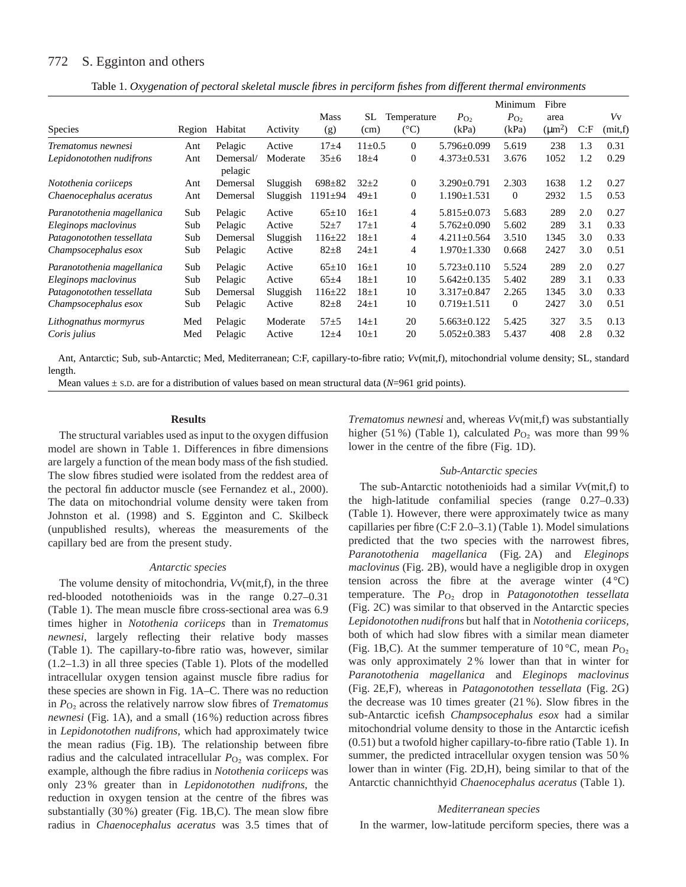Table 1. *Oxygenation of pectoral skeletal muscle fibres in perciform fishes from different thermal environments*

| Species | Region | Habitat | Activity | Mass (g) | SL (cm) | Temperature (°C) | $P_{O_2}$ (kPa) | Minimum $P_{O_2}$ (kPa) | Fibre area ($\mu m^2$) | C:F | *V*v (mit,f) |
|---|---|---|---|---|---|---|---|---|---|---|---|
| *Trematomus newnesi* | Ant | Pelagic | Active | 17±4 | 11±0.5 | 0 | 5.796±0.099 | 5.619 | 238 | 1.3 | 0.31 |
| *Lepidonotothen nudifrons* | Ant | Demersal/ pelagic | Moderate | 35±6 | 18±4 | 0 | 4.373±0.531 | 3.676 | 1052 | 1.2 | 0.29 |
| *Notothenia coriiceps* | Ant | Demersal | Sluggish | 698±82 | 32±2 | 0 | 3.290±0.791 | 2.303 | 1638 | 1.2 | 0.27 |
| *Chaenocephalus aceratus* | Ant | Demersal | Sluggish | 1191±94 | 49±1 | 0 | 1.190±1.531 | 0 | 2932 | 1.5 | 0.53 |
| *Paranotothenia magellanica* | Sub | Pelagic | Active | 65±10 | 16±1 | 4 | 5.815±0.073 | 5.683 | 289 | 2.0 | 0.27 |
| *Eleginops maclovinus* | Sub | Pelagic | Active | 52±7 | 17±1 | 4 | 5.762±0.090 | 5.602 | 289 | 3.1 | 0.33 |
| *Patagonotothen tessellata* | Sub | Demersal | Sluggish | 116±22 | 18±1 | 4 | 4.211±0.564 | 3.510 | 1345 | 3.0 | 0.33 |
| *Champsocephalus esox* | Sub | Pelagic | Active | 82±8 | 24±1 | 4 | 1.970±1.330 | 0.668 | 2427 | 3.0 | 0.51 |
| *Paranotothenia magellanica* | Sub | Pelagic | Active | 65±10 | 16±1 | 10 | 5.723±0.110 | 5.524 | 289 | 2.0 | 0.27 |
| *Eleginops maclovinus* | Sub | Pelagic | Active | 65±4 | 18±1 | 10 | 5.642±0.135 | 5.402 | 289 | 3.1 | 0.33 |
| *Patagonotothen tessellata* | Sub | Demersal | Sluggish | 116±22 | 18±1 | 10 | 3.317±0.847 | 2.265 | 1345 | 3.0 | 0.33 |
| *Champsocephalus esox* | Sub | Pelagic | Active | 82±8 | 24±1 | 10 | 0.719±1.511 | 0 | 2427 | 3.0 | 0.51 |
| *Lithognathus mormyrus* | Med | Pelagic | Moderate | 57±5 | 14±1 | 20 | 5.663±0.122 | 5.425 | 327 | 3.5 | 0.13 |
| *Coris julius* | Med | Pelagic | Active | 12±4 | 10±1 | 20 | 5.052±0.383 | 5.437 | 408 | 2.8 | 0.32 |

Ant, Antarctic; Sub, sub-Antarctic; Med, Mediterranean; C:F, capillary-to-fibre ratio; *V*v(mit,f), mitochondrial volume density; SL, standard length.

Mean values ± S.D. are for a distribution of values based on mean structural data (*N*=961 grid points).

## Results

The structural variables used as input to the oxygen diffusion model are shown in Table 1. Differences in fibre dimensions are largely a function of the mean body mass of the fish studied. The slow fibres studied were isolated from the reddest area of the pectoral fin adductor muscle (see Fernandez et al., 2000). The data on mitochondrial volume density were taken from Johnston et al. (1998) and S. Egginton and C. Skilbeck (unpublished results), whereas the measurements of the capillary bed are from the present study.

### *Antarctic species*

The volume density of mitochondria, *V*v(mit,f), in the three red-blooded notothenioids was in the range 0.27–0.31 (Table 1). The mean muscle fibre cross-sectional area was 6.9 times higher in *Notothenia coriiceps* than in *Trematomus newnesi*, largely reflecting their relative body masses (Table 1). The capillary-to-fibre ratio was, however, similar (1.2–1.3) in all three species (Table 1). Plots of the modelled intracellular oxygen tension against muscle fibre radius for these species are shown in Fig. 1A–C. There was no reduction in $P_{O_2}$ across the relatively narrow slow fibres of *Trematomus newnesi* (Fig. 1A), and a small (16 %) reduction across fibres in *Lepidonotothen nudifrons*, which had approximately twice the mean radius (Fig. 1B). The relationship between fibre radius and the calculated intracellular $P_{O_2}$ was complex. For example, although the fibre radius in *Notothenia coriiceps* was only 23 % greater than in *Lepidonotothen nudifrons*, the reduction in oxygen tension at the centre of the fibres was substantially (30 %) greater (Fig. 1B,C). The mean slow fibre radius in *Chaenocephalus aceratus* was 3.5 times that of *Trematomus newnesi* and, whereas *V*v(mit,f) was substantially higher (51 %) (Table 1), calculated $P_{O_2}$ was more than 99 % lower in the centre of the fibre (Fig. 1D).

### *Sub-Antarctic species*

The sub-Antarctic notothenioids had a similar *V*v(mit,f) to the high-latitude confamilial species (range 0.27–0.33) (Table 1). However, there were approximately twice as many capillaries per fibre (C:F 2.0–3.1) (Table 1). Model simulations predicted that the two species with the narrowest fibres, *Paranotothenia magellanica* (Fig. 2A) and *Eleginops maclovinus* (Fig. 2B), would have a negligible drop in oxygen tension across the fibre at the average winter (4 °C) temperature. The $P_{O_2}$ drop in *Patagonotothen tessellata* (Fig. 2C) was similar to that observed in the Antarctic species *Lepidonotothen nudifrons* but half that in *Notothenia coriiceps*, both of which had slow fibres with a similar mean diameter (Fig. 1B,C). At the summer temperature of 10 °C, mean $P_{O_2}$ was only approximately 2 % lower than that in winter for *Paranotothenia magellanica* and *Eleginops maclovinus* (Fig. 2E,F), whereas in *Patagonotothen tessellata* (Fig. 2G) the decrease was 10 times greater (21 %). Slow fibres in the sub-Antarctic icefish *Champsocephalus esox* had a similar mitochondrial volume density to those in the Antarctic icefish (0.51) but a twofold higher capillary-to-fibre ratio (Table 1). In summer, the predicted intracellular oxygen tension was 50 % lower than in winter (Fig. 2D,H), being similar to that of the Antarctic channichthyid *Chaenocephalus aceratus* (Table 1).

### *Mediterranean species*

In the warmer, low-latitude perciform species, there was a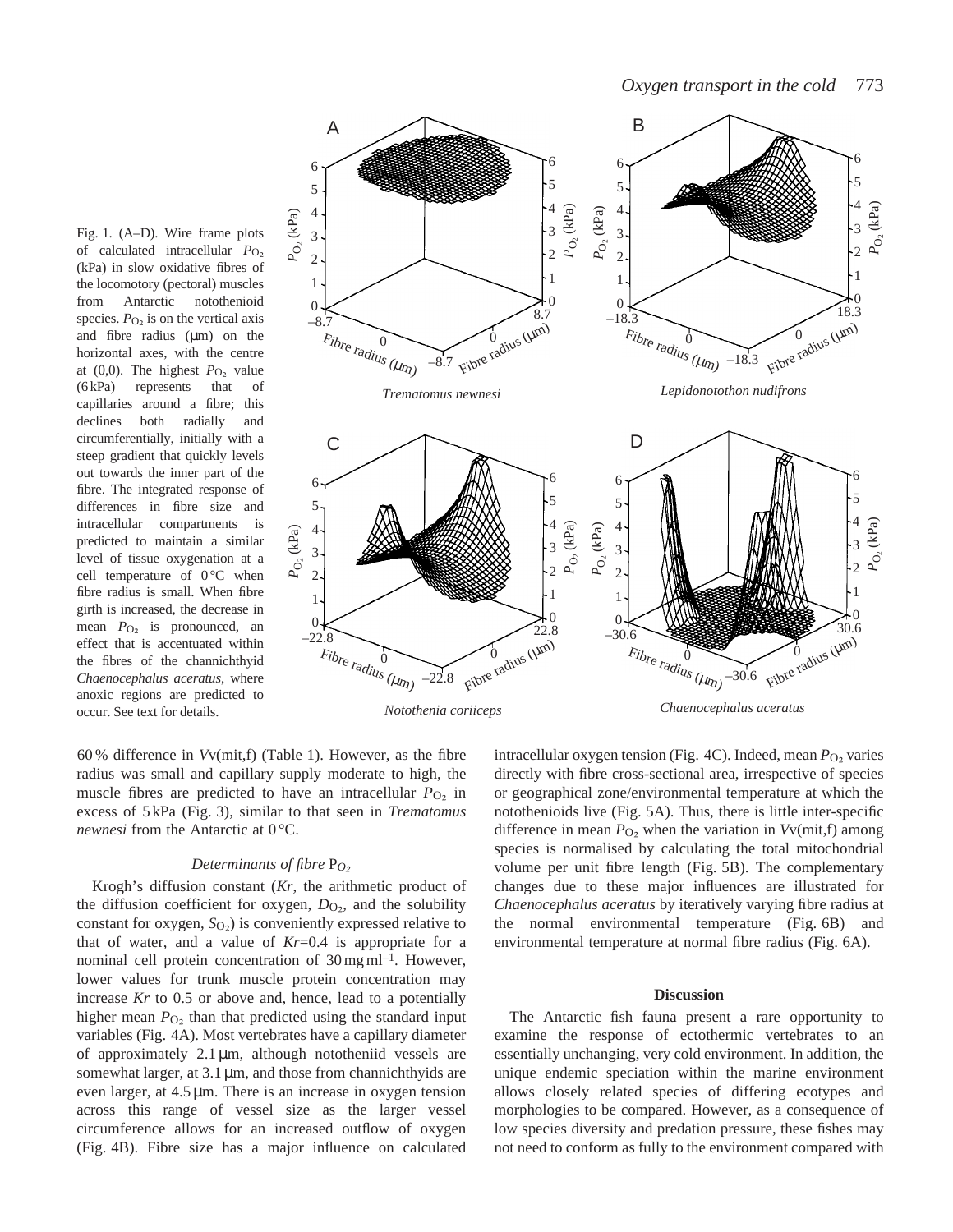Fig. 1. (A–D). Wire frame plots of calculated intracellular $P_{O_2}$ (kPa) in slow oxidative fibres of the locomotory (pectoral) muscles from Antarctic notothenioid species. $P_{O_2}$ is on the vertical axis and fibre radius (μm) on the horizontal axes, with the centre at (0,0). The highest $P_{O_2}$ value (6 kPa) represents that of capillaries around a fibre; this declines both radially and circumferentially, initially with a steep gradient that quickly levels out towards the inner part of the fibre. The integrated response of differences in fibre size and intracellular compartments is predicted to maintain a similar level of tissue oxygenation at a cell temperature of 0 °C when fibre radius is small. When fibre girth is increased, the decrease in mean $P_{O_2}$ is pronounced, an effect that is accentuated within the fibres of the channichthyid *Chaenocephalus aceratus*, where anoxic regions are predicted to occur. See text for details.

60 % difference in $V$v(mit,f) (Table 1). However, as the fibre radius was small and capillary supply moderate to high, the muscle fibres are predicted to have an intracellular $P_{O_2}$ in excess of 5 kPa (Fig. 3), similar to that seen in *Trematomus newnesi* from the Antarctic at 0 °C.

### *Determinants of fibre* $P_{O_2}$

Krogh's diffusion constant (*Kr*, the arithmetic product of the diffusion coefficient for oxygen, $D_{O_2}$, and the solubility constant for oxygen, $S_{O_2}$) is conveniently expressed relative to that of water, and a value of *Kr*=0.4 is appropriate for a nominal cell protein concentration of 30 mg ml$^{-1}$. However, lower values for trunk muscle protein concentration may increase *Kr* to 0.5 or above and, hence, lead to a potentially higher mean $P_{O_2}$ than that predicted using the standard input variables (Fig. 4A). Most vertebrates have a capillary diameter of approximately 2.1 μm, although nototheniid vessels are somewhat larger, at 3.1 μm, and those from channichthyids are even larger, at 4.5 μm. There is an increase in oxygen tension across this range of vessel size as the larger vessel circumference allows for an increased outflow of oxygen (Fig. 4B). Fibre size has a major influence on calculated intracellular oxygen tension (Fig. 4C). Indeed, mean $P_{O_2}$ varies directly with fibre cross-sectional area, irrespective of species or geographical zone/environmental temperature at which the notothenioids live (Fig. 5A). Thus, there is little inter-specific difference in mean $P_{O_2}$ when the variation in $V$v(mit,f) among species is normalised by calculating the total mitochondrial volume per unit fibre length (Fig. 5B). The complementary changes due to these major influences are illustrated for *Chaenocephalus aceratus* by iteratively varying fibre radius at the normal environmental temperature (Fig. 6B) and environmental temperature at normal fibre radius (Fig. 6A).

## Discussion

The Antarctic fish fauna present a rare opportunity to examine the response of ectothermic vertebrates to an essentially unchanging, very cold environment. In addition, the unique endemic speciation within the marine environment allows closely related species of differing ecotypes and morphologies to be compared. However, as a consequence of low species diversity and predation pressure, these fishes may not need to conform as fully to the environment compared with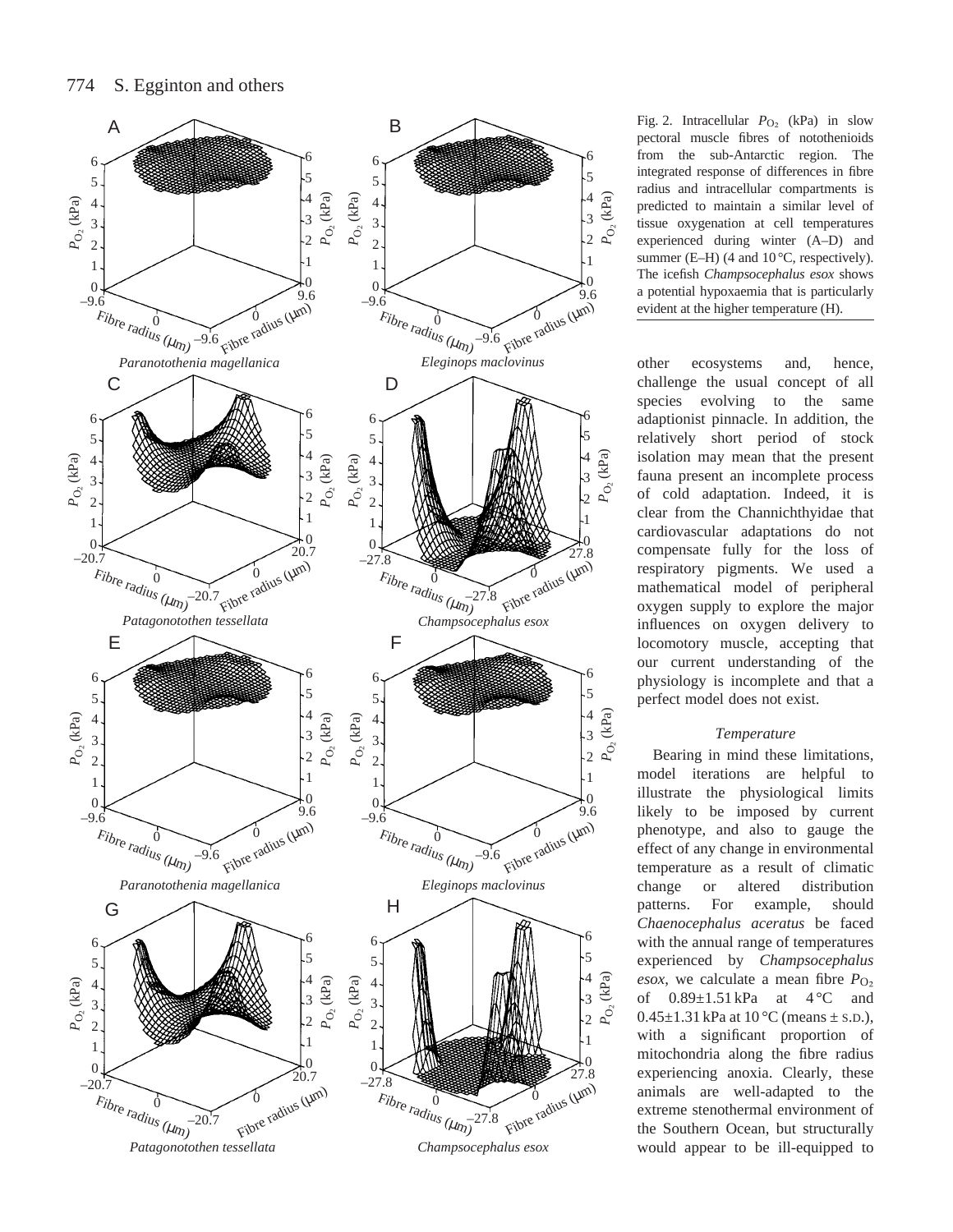Fig. 2. Intracellular $P_{O_2}$ (kPa) in slow pectoral muscle fibres of notothenioids from the sub-Antarctic region. The integrated response of differences in fibre radius and intracellular compartments is predicted to maintain a similar level of tissue oxygenation at cell temperatures experienced during winter (A–D) and summer (E–H) (4 and 10 °C, respectively). The icefish *Champsocephalus esox* shows a potential hypoxaemia that is particularly evident at the higher temperature (H).

other ecosystems and, hence, challenge the usual concept of all species evolving to the same adaptionist pinnacle. In addition, the relatively short period of stock isolation may mean that the present fauna present an incomplete process of cold adaptation. Indeed, it is clear from the Channichthyidae that cardiovascular adaptations do not compensate fully for the loss of respiratory pigments. We used a mathematical model of peripheral oxygen supply to explore the major influences on oxygen delivery to locomotory muscle, accepting that our current understanding of the physiology is incomplete and that a perfect model does not exist.

### *Temperature*

Bearing in mind these limitations, model iterations are helpful to illustrate the physiological limits likely to be imposed by current phenotype, and also to gauge the effect of any change in environmental temperature as a result of climatic change or altered distribution patterns. For example, should *Chaenocephalus aceratus* be faced with the annual range of temperatures experienced by *Champsocephalus esox*, we calculate a mean fibre $P_{O_2}$ of 0.89±1.51 kPa at 4 °C and 0.45±1.31 kPa at 10 °C (means ± S.D.), with a significant proportion of mitochondria along the fibre radius experiencing anoxia. Clearly, these animals are well-adapted to the extreme stenothermal environment of the Southern Ocean, but structurally would appear to be ill-equipped to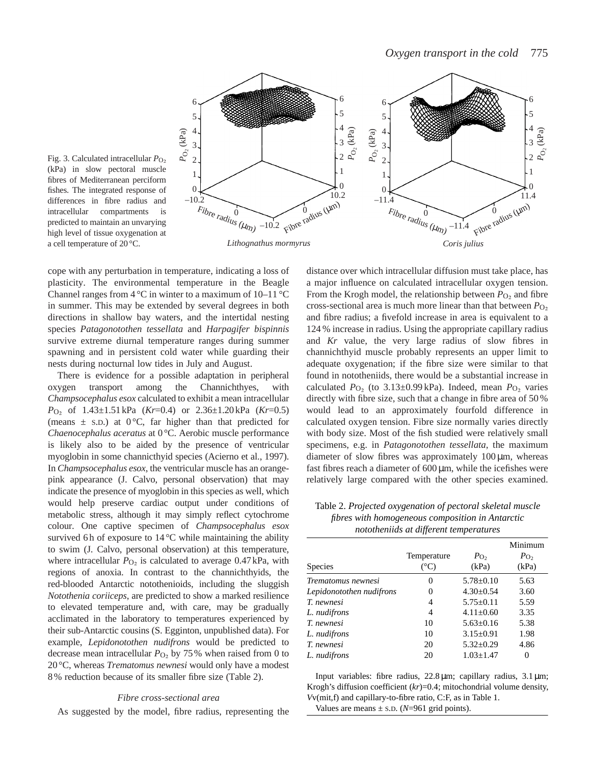Fig. 3. Calculated intracellular $P_{O_2}$ (kPa) in slow pectoral muscle fibres of Mediterranean perciform fishes. The integrated response of differences in fibre radius and intracellular compartments is predicted to maintain an unvarying high level of tissue oxygenation at a cell temperature of 20 °C.

*Lithognathus mormyrus* — *Coris julius*

cope with any perturbation in temperature, indicating a loss of plasticity. The environmental temperature in the Beagle Channel ranges from 4 °C in winter to a maximum of 10–11 °C in summer. This may be extended by several degrees in both directions in shallow bay waters, and the intertidal nesting species *Patagonotothen tessellata* and *Harpagifer bispinnis* survive extreme diurnal temperature ranges during summer spawning and in persistent cold water while guarding their nests during nocturnal low tides in July and August.

There is evidence for a possible adaptation in peripheral oxygen transport among the Channichthyes, with *Champsocephalus esox* calculated to exhibit a mean intracellular $P_{O_2}$ of 1.43±1.51 kPa ($Kr$=0.4) or 2.36±1.20 kPa ($Kr$=0.5) (means ± S.D.) at 0 °C, far higher than that predicted for *Chaenocephalus aceratus* at 0 °C. Aerobic muscle performance is likely also to be aided by the presence of ventricular myoglobin in some channicthyid species (Acierno et al., 1997). In *Champsocephalus esox*, the ventricular muscle has an orange-pink appearance (J. Calvo, personal observation) that may indicate the presence of myoglobin in this species as well, which would help preserve cardiac output under conditions of metabolic stress, although it may simply reflect cytochrome colour. One captive specimen of *Champsocephalus esox* survived 6 h of exposure to 14 °C while maintaining the ability to swim (J. Calvo, personal observation) at this temperature, where intracellular $P_{O_2}$ is calculated to average 0.47 kPa, with regions of anoxia. In contrast to the channichthyids, the red-blooded Antarctic notothenioids, including the sluggish *Notothenia coriiceps*, are predicted to show a marked resilience to elevated temperature and, with care, may be gradually acclimated in the laboratory to temperatures experienced by their sub-Antarctic cousins (S. Egginton, unpublished data). For example, *Lepidonotothen nudifrons* would be predicted to decrease mean intracellular $P_{O_2}$ by 75 % when raised from 0 to 20 °C, whereas *Trematomus newnesi* would only have a modest 8 % reduction because of its smaller fibre size (Table 2).

### *Fibre cross-sectional area*

As suggested by the model, fibre radius, representing the distance over which intracellular diffusion must take place, has a major influence on calculated intracellular oxygen tension. From the Krogh model, the relationship between $P_{O_2}$ and fibre cross-sectional area is much more linear than that between $P_{O_2}$ and fibre radius; a fivefold increase in area is equivalent to a 124 % increase in radius. Using the appropriate capillary radius and $Kr$ value, the very large radius of slow fibres in channichthyid muscle probably represents an upper limit to adequate oxygenation; if the fibre size were similar to that found in nototheniids, there would be a substantial increase in calculated $P_{O_2}$ (to 3.13±0.99 kPa). Indeed, mean $P_{O_2}$ varies directly with fibre size, such that a change in fibre area of 50 % would lead to an approximately fourfold difference in calculated oxygen tension. Fibre size normally varies directly with body size. Most of the fish studied were relatively small specimens, e.g. in *Patagonotothen tessellata*, the maximum diameter of slow fibres was approximately 100 μm, whereas fast fibres reach a diameter of 600 μm, while the icefishes were relatively large compared with the other species examined.

Table 2. *Projected oxygenation of pectoral skeletal muscle fibres with homogeneous composition in Antarctic nototheniids at different temperatures*

| Species | Temperature (°C) | $P_{O_2}$ (kPa) | Minimum $P_{O_2}$ (kPa) |
|---|---|---|---|
| *Trematomus newnesi* | 0 | 5.78±0.10 | 5.63 |
| *Lepidonotothen nudifrons* | 0 | 4.30±0.54 | 3.60 |
| *T. newnesi* | 4 | 5.75±0.11 | 5.59 |
| *L. nudifrons* | 4 | 4.11±0.60 | 3.35 |
| *T. newnesi* | 10 | 5.63±0.16 | 5.38 |
| *L. nudifrons* | 10 | 3.15±0.91 | 1.98 |
| *T. newnesi* | 20 | 5.32±0.29 | 4.86 |
| *L. nudifrons* | 20 | 1.03±1.47 | 0 |

Input variables: fibre radius, 22.8 μm; capillary radius, 3.1 μm; Krogh's diffusion coefficient ($kr$)=0.4; mitochondrial volume density, $V_v$(mit,f) and capillary-to-fibre ratio, C:F, as in Table 1.

Values are means ± S.D. ($N$=961 grid points).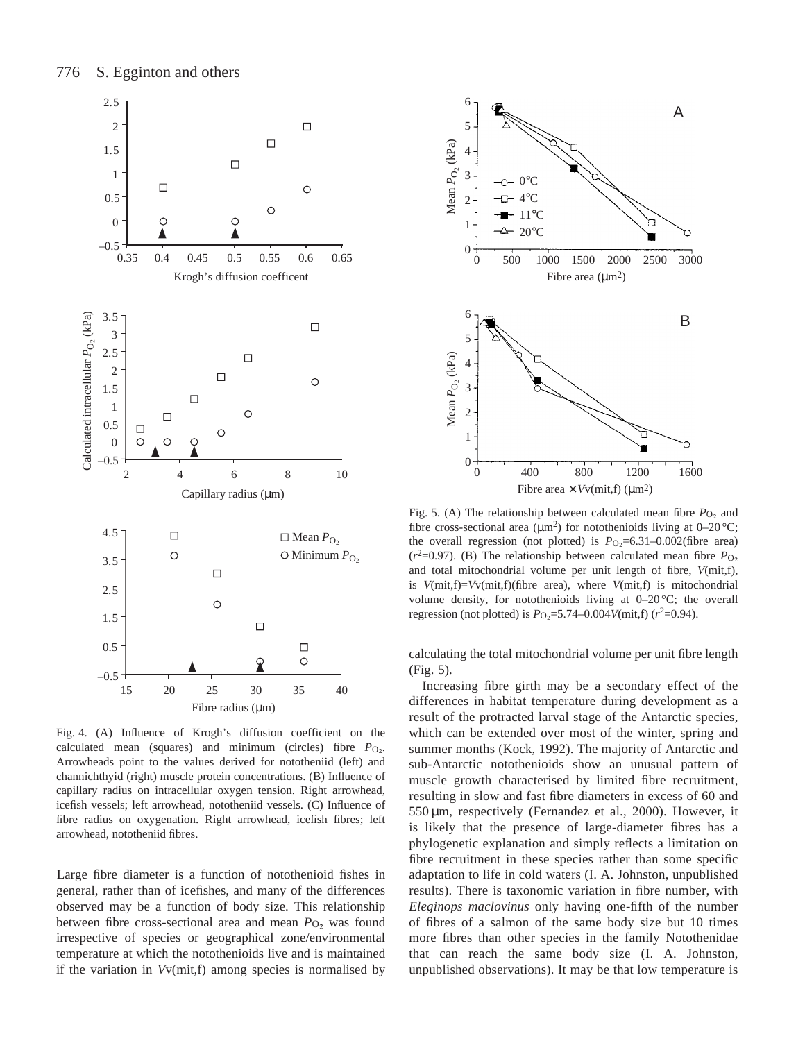Fig. 4. (A) Influence of Krogh's diffusion coefficient on the calculated mean (squares) and minimum (circles) fibre $P_{O_2}$. Arrowheads point to the values derived for nototheniid (left) and channichthyid (right) muscle protein concentrations. (B) Influence of capillary radius on intracellular oxygen tension. Right arrowhead, icefish vessels; left arrowhead, nototheniid vessels. (C) Influence of fibre radius on oxygenation. Right arrowhead, icefish fibres; left arrowhead, nototheniid fibres.

Fig. 5. (A) The relationship between calculated mean fibre $P_{O_2}$ and fibre cross-sectional area (μm$^2$) for notothenioids living at 0–20 °C; the overall regression (not plotted) is $P_{O_2}$=6.31–0.002(fibre area) ($r^2$=0.97). (B) The relationship between calculated mean fibre $P_{O_2}$ and total mitochondrial volume per unit length of fibre, $V$(mit,f), is $V$(mit,f)=$V$v(mit,f)(fibre area), where $V$(mit,f) is mitochondrial volume density, for notothenioids living at 0–20 °C; the overall regression (not plotted) is $P_{O_2}$=5.74–0.004$V$(mit,f) ($r^2$=0.94).

Large fibre diameter is a function of notothenioid fishes in general, rather than of icefishes, and many of the differences observed may be a function of body size. This relationship between fibre cross-sectional area and mean $P_{O_2}$ was found irrespective of species or geographical zone/environmental temperature at which the notothenioids live and is maintained if the variation in $V$v(mit,f) among species is normalised by calculating the total mitochondrial volume per unit fibre length (Fig. 5).

Increasing fibre girth may be a secondary effect of the differences in habitat temperature during development as a result of the protracted larval stage of the Antarctic species, which can be extended over most of the winter, spring and summer months (Kock, 1992). The majority of Antarctic and sub-Antarctic notothenioids show an unusual pattern of muscle growth characterised by limited fibre recruitment, resulting in slow and fast fibre diameters in excess of 60 and 550 μm, respectively (Fernandez et al., 2000). However, it is likely that the presence of large-diameter fibres has a phylogenetic explanation and simply reflects a limitation on fibre recruitment in these species rather than some specific adaptation to life in cold waters (I. A. Johnston, unpublished results). There is taxonomic variation in fibre number, with *Eleginops maclovinus* only having one-fifth of the number of fibres of a salmon of the same body size but 10 times more fibres than other species in the family Nototheniidae that can reach the same body size (I. A. Johnston, unpublished observations). It may be that low temperature is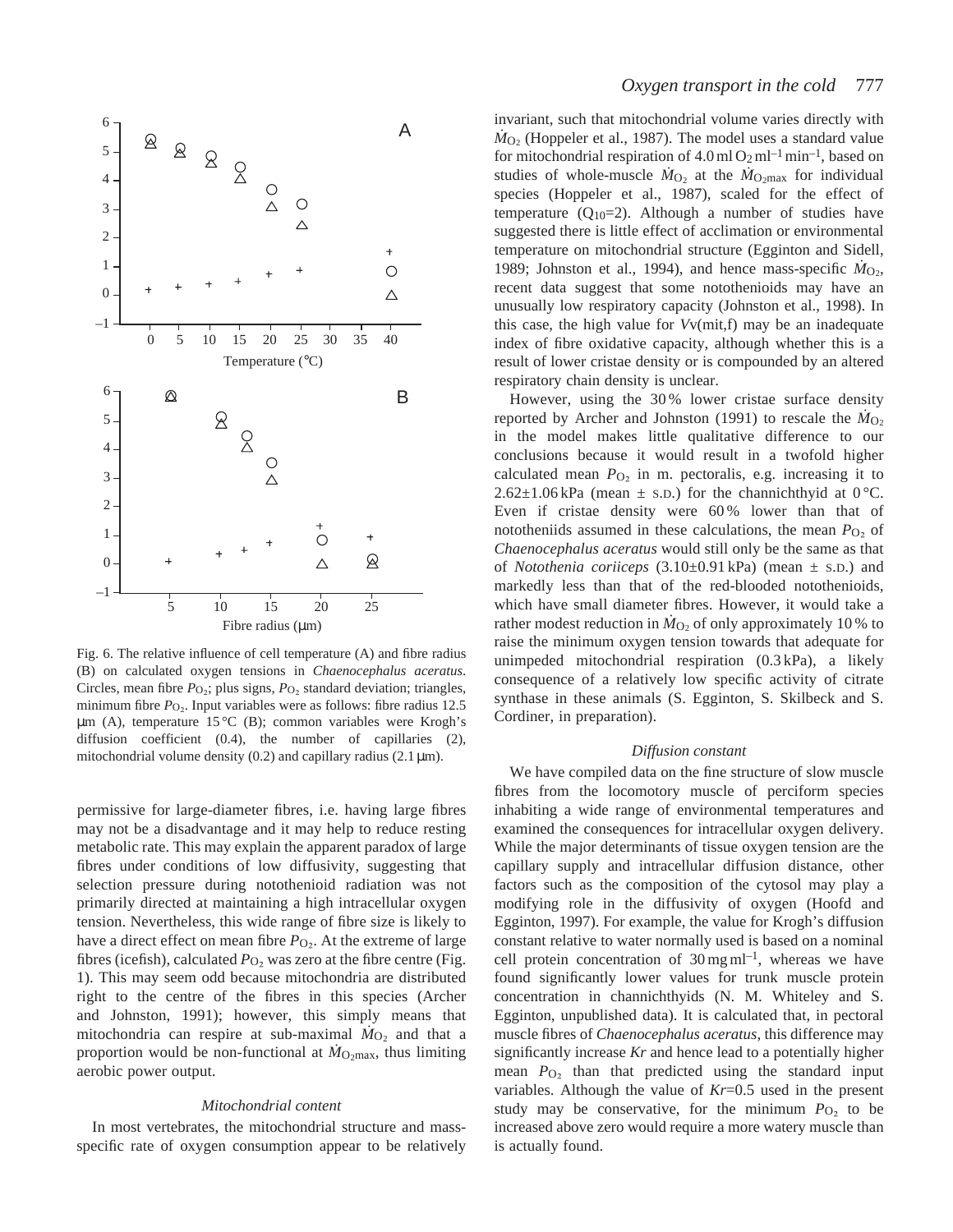Fig. 6. The relative influence of cell temperature (A) and fibre radius (B) on calculated oxygen tensions in *Chaenocephalus aceratus*. Circles, mean fibre $P_{O_2}$; plus signs, $P_{O_2}$ standard deviation; triangles, minimum fibre $P_{O_2}$. Input variables were as follows: fibre radius 12.5 μm (A), temperature 15 °C (B); common variables were Krogh's diffusion coefficient (0.4), the number of capillaries (2), mitochondrial volume density (0.2) and capillary radius (2.1 μm).

permissive for large-diameter fibres, i.e. having large fibres may not be a disadvantage and it may help to reduce resting metabolic rate. This may explain the apparent paradox of large fibres under conditions of low diffusivity, suggesting that selection pressure during notothenioid radiation was not primarily directed at maintaining a high intracellular oxygen tension. Nevertheless, this wide range of fibre size is likely to have a direct effect on mean fibre $P_{O_2}$. At the extreme of large fibres (icefish), calculated $P_{O_2}$ was zero at the fibre centre (Fig. 1). This may seem odd because mitochondria are distributed right to the centre of the fibres in this species (Archer and Johnston, 1991); however, this simply means that mitochondria can respire at sub-maximal $\dot{M}_{O_2}$ and that a proportion would be non-functional at $\dot{M}_{O_2max}$, thus limiting aerobic power output.

### *Mitochondrial content*

In most vertebrates, the mitochondrial structure and mass-specific rate of oxygen consumption appear to be relatively invariant, such that mitochondrial volume varies directly with $\dot{M}_{O_2}$ (Hoppeler et al., 1987). The model uses a standard value for mitochondrial respiration of 4.0 ml $O_2$ ml$^{-1}$ min$^{-1}$, based on studies of whole-muscle $\dot{M}_{O_2}$ at the $\dot{M}_{O_2max}$ for individual species (Hoppeler et al., 1987), scaled for the effect of temperature ($Q_{10}$=2). Although a number of studies have suggested there is little effect of acclimation or environmental temperature on mitochondrial structure (Egginton and Sidell, 1989; Johnston et al., 1994), and hence mass-specific $\dot{M}_{O_2}$, recent data suggest that some notothenioids may have an unusually low respiratory capacity (Johnston et al., 1998). In this case, the high value for *V*v(mit,f) may be an inadequate index of fibre oxidative capacity, although whether this is a result of lower cristae density or is compounded by an altered respiratory chain density is unclear.

However, using the 30 % lower cristae surface density reported by Archer and Johnston (1991) to rescale the $\dot{M}_{O_2}$ in the model makes little qualitative difference to our conclusions because it would result in a twofold higher calculated mean $P_{O_2}$ in m. pectoralis, e.g. increasing it to 2.62±1.06 kPa (mean ± S.D.) for the channichthyid at 0 °C. Even if cristae density were 60 % lower than that of nototheniids assumed in these calculations, the mean $P_{O_2}$ of *Chaenocephalus aceratus* would still only be the same as that of *Notothenia coriiceps* (3.10±0.91 kPa) (mean ± S.D.) and markedly less than that of the red-blooded notothenioids, which have small diameter fibres. However, it would take a rather modest reduction in $\dot{M}_{O_2}$ of only approximately 10 % to raise the minimum oxygen tension towards that adequate for unimpeded mitochondrial respiration (0.3 kPa), a likely consequence of a relatively low specific activity of citrate synthase in these animals (S. Egginton, S. Skilbeck and S. Cordiner, in preparation).

### *Diffusion constant*

We have compiled data on the fine structure of slow muscle fibres from the locomotory muscle of perciform species inhabiting a wide range of environmental temperatures and examined the consequences for intracellular oxygen delivery. While the major determinants of tissue oxygen tension are the capillary supply and intracellular diffusion distance, other factors such as the composition of the cytosol may play a modifying role in the diffusivity of oxygen (Hoofd and Egginton, 1997). For example, the value for Krogh's diffusion constant relative to water normally used is based on a nominal cell protein concentration of 30 mg ml$^{-1}$, whereas we have found significantly lower values for trunk muscle protein concentration in channichthyids (N. M. Whiteley and S. Egginton, unpublished data). It is calculated that, in pectoral muscle fibres of *Chaenocephalus aceratus*, this difference may significantly increase *Kr* and hence lead to a potentially higher mean $P_{O_2}$ than that predicted using the standard input variables. Although the value of *Kr*=0.5 used in the present study may be conservative, for the minimum $P_{O_2}$ to be increased above zero would require a more watery muscle than is actually found.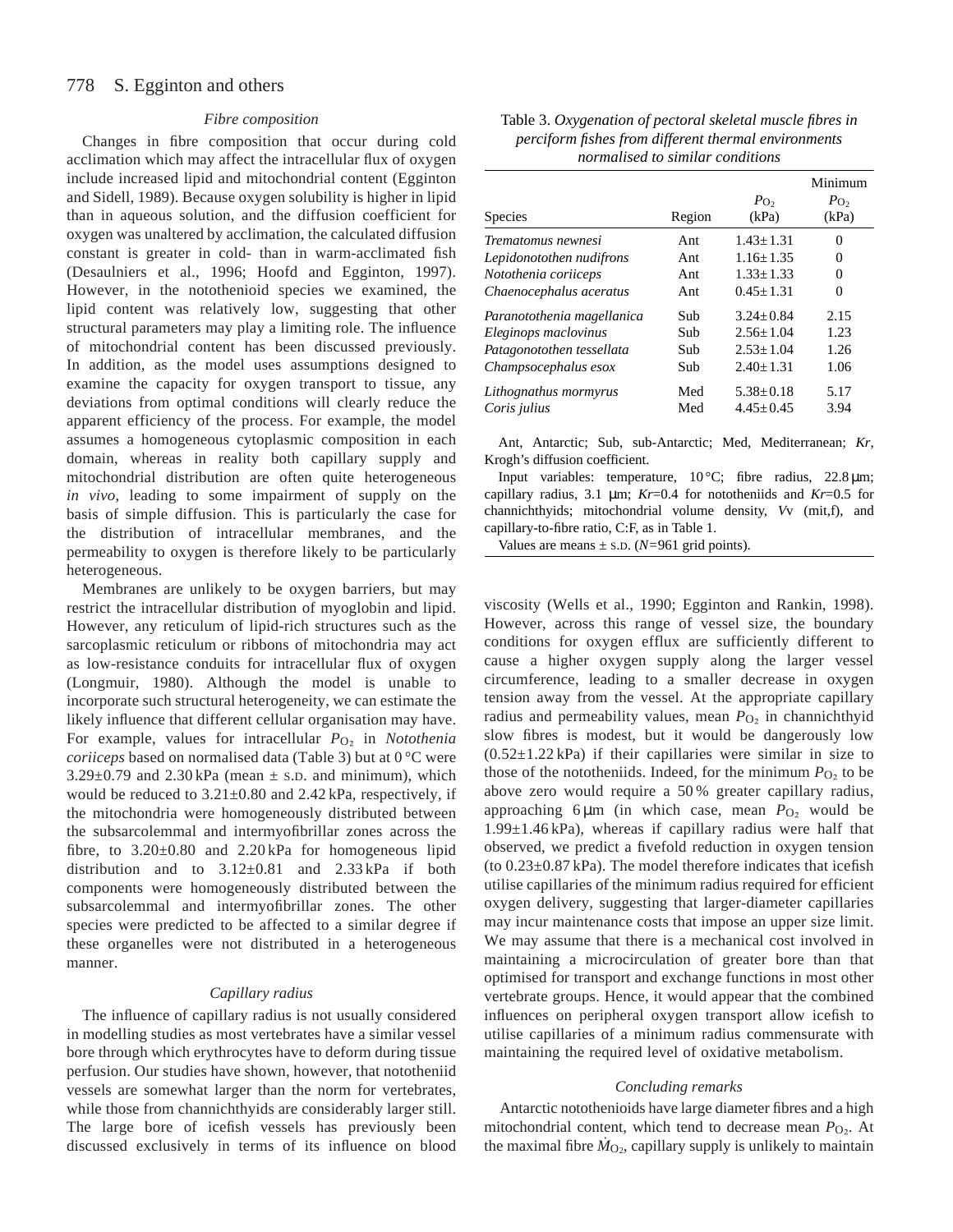### Fibre composition

Changes in fibre composition that occur during cold acclimation which may affect the intracellular flux of oxygen include increased lipid and mitochondrial content (Egginton and Sidell, 1989). Because oxygen solubility is higher in lipid than in aqueous solution, and the diffusion coefficient for oxygen was unaltered by acclimation, the calculated diffusion constant is greater in cold- than in warm-acclimated fish (Desaulniers et al., 1996; Hoofd and Egginton, 1997). However, in the notothenioid species we examined, the lipid content was relatively low, suggesting that other structural parameters may play a limiting role. The influence of mitochondrial content has been discussed previously. In addition, as the model uses assumptions designed to examine the capacity for oxygen transport to tissue, any deviations from optimal conditions will clearly reduce the apparent efficiency of the process. For example, the model assumes a homogeneous cytoplasmic composition in each domain, whereas in reality both capillary supply and mitochondrial distribution are often quite heterogeneous *in vivo*, leading to some impairment of supply on the basis of simple diffusion. This is particularly the case for the distribution of intracellular membranes, and the permeability to oxygen is therefore likely to be particularly heterogeneous.

Membranes are unlikely to be oxygen barriers, but may restrict the intracellular distribution of myoglobin and lipid. However, any reticulum of lipid-rich structures such as the sarcoplasmic reticulum or ribbons of mitochondria may act as low-resistance conduits for intracellular flux of oxygen (Longmuir, 1980). Although the model is unable to incorporate such structural heterogeneity, we can estimate the likely influence that different cellular organisation may have. For example, values for intracellular $P_{O_2}$ in *Notothenia coriiceps* based on normalised data (Table 3) but at 0 °C were 3.29±0.79 and 2.30 kPa (mean ± S.D. and minimum), which would be reduced to 3.21±0.80 and 2.42 kPa, respectively, if the mitochondria were homogeneously distributed between the subsarcolemmal and intermyofibrillar zones across the fibre, to 3.20±0.80 and 2.20 kPa for homogeneous lipid distribution and to 3.12±0.81 and 2.33 kPa if both components were homogeneously distributed between the subsarcolemmal and intermyofibrillar zones. The other species were predicted to be affected to a similar degree if these organelles were not distributed in a heterogeneous manner.

### Capillary radius

The influence of capillary radius is not usually considered in modelling studies as most vertebrates have a similar vessel bore through which erythrocytes have to deform during tissue perfusion. Our studies have shown, however, that nototheniid vessels are somewhat larger than the norm for vertebrates, while those from channichthyids are considerably larger still. The large bore of icefish vessels has previously been discussed exclusively in terms of its influence on blood viscosity (Wells et al., 1990; Egginton and Rankin, 1998). However, across this range of vessel size, the boundary conditions for oxygen efflux are sufficiently different to cause a higher oxygen supply along the larger vessel circumference, leading to a smaller decrease in oxygen tension away from the vessel. At the appropriate capillary radius and permeability values, mean $P_{O_2}$ in channichthyid slow fibres is modest, but it would be dangerously low (0.52±1.22 kPa) if their capillaries were similar in size to those of the nototheniids. Indeed, for the minimum $P_{O_2}$ to be above zero would require a 50 % greater capillary radius, approaching 6 μm (in which case, mean $P_{O_2}$ would be 1.99±1.46 kPa), whereas if capillary radius were half that observed, we predict a fivefold reduction in oxygen tension (to 0.23±0.87 kPa). The model therefore indicates that icefish utilise capillaries of the minimum radius required for efficient oxygen delivery, suggesting that larger-diameter capillaries may incur maintenance costs that impose an upper size limit. We may assume that there is a mechanical cost involved in maintaining a microcirculation of greater bore than that optimised for transport and exchange functions in most other vertebrate groups. Hence, it would appear that the combined influences on peripheral oxygen transport allow icefish to utilise capillaries of a minimum radius commensurate with maintaining the required level of oxidative metabolism.

Table 3. *Oxygenation of pectoral skeletal muscle fibres in perciform fishes from different thermal environments normalised to similar conditions*

| Species | Region | $P_{O_2}$ (kPa) | Minimum $P_{O_2}$ (kPa) |
|---|---|---|---|
| *Trematomus newnesi* | Ant | 1.43±1.31 | 0 |
| *Lepidonotothen nudifrons* | Ant | 1.16±1.35 | 0 |
| *Notothenia coriiceps* | Ant | 1.33±1.33 | 0 |
| *Chaenocephalus aceratus* | Ant | 0.45±1.31 | 0 |
| *Paranotothenia magellanica* | Sub | 3.24±0.84 | 2.15 |
| *Eleginops maclovinus* | Sub | 2.56±1.04 | 1.23 |
| *Patagonotothen tessellata* | Sub | 2.53±1.04 | 1.26 |
| *Champsocephalus esox* | Sub | 2.40±1.31 | 1.06 |
| *Lithognathus mormyrus* | Med | 5.38±0.18 | 5.17 |
| *Coris julius* | Med | 4.45±0.45 | 3.94 |

Ant, Antarctic; Sub, sub-Antarctic; Med, Mediterranean; *Kr*, Krogh's diffusion coefficient.

Input variables: temperature, 10 °C; fibre radius, 22.8 μm; capillary radius, 3.1 μm; *Kr*=0.4 for nototheniids and *Kr*=0.5 for channichthyids; mitochondrial volume density, $V_V$(mit,f), and capillary-to-fibre ratio, C:F, as in Table 1.

Values are means ± S.D. (*N*=961 grid points).

### Concluding remarks

Antarctic notothenioids have large diameter fibres and a high mitochondrial content, which tend to decrease mean $P_{O_2}$. At the maximal fibre $\dot{M}_{O_2}$, capillary supply is unlikely to maintain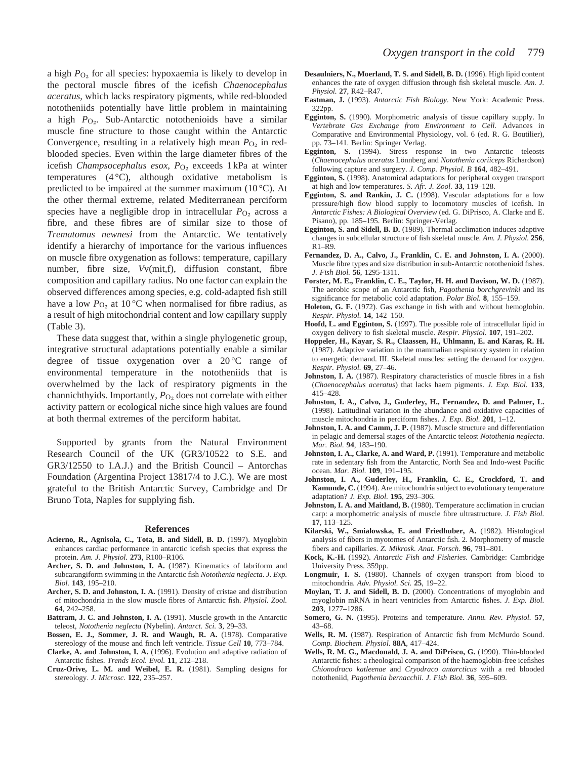a high $P_{O_2}$ for all species: hypoxaemia is likely to develop in the pectoral muscle fibres of the icefish *Chaenocephalus aceratus*, which lacks respiratory pigments, while red-blooded nototheniids potentially have little problem in maintaining a high $P_{O_2}$. Sub-Antarctic notothenioids have a similar muscle fine structure to those caught within the Antarctic Convergence, resulting in a relatively high mean $P_{O_2}$ in red-blooded species. Even within the large diameter fibres of the icefish *Champsocephalus esox*, $P_{O_2}$ exceeds 1 kPa at winter temperatures (4 °C), although oxidative metabolism is predicted to be impaired at the summer maximum (10 °C). At the other thermal extreme, related Mediterranean perciform species have a negligible drop in intracellular $P_{O_2}$ across a fibre, and these fibres are of similar size to those of *Trematomus newnesi* from the Antarctic. We tentatively identify a hierarchy of importance for the various influences on muscle fibre oxygenation as follows: temperature, capillary number, fibre size, $V$v(mit,f), diffusion constant, fibre composition and capillary radius. No one factor can explain the observed differences among species, e.g. cold-adapted fish still have a low $P_{O_2}$ at 10 °C when normalised for fibre radius, as a result of high mitochondrial content and low capillary supply (Table 3).

These data suggest that, within a single phylogenetic group, integrative structural adaptations potentially enable a similar degree of tissue oxygenation over a 20 °C range of environmental temperature in the nototheniids that is overwhelmed by the lack of respiratory pigments in the channichthyids. Importantly, $P_{O_2}$ does not correlate with either activity pattern or ecological niche since high values are found at both thermal extremes of the perciform habitat.

Supported by grants from the Natural Environment Research Council of the UK (GR3/10522 to S.E. and GR3/12550 to I.A.J.) and the British Council – Antorchas Foundation (Argentina Project 13817/4 to J.C.). We are most grateful to the British Antarctic Survey, Cambridge and Dr Bruno Tota, Naples for supplying fish.

## References

**Acierno, R., Agnisola, C., Tota, B. and Sidell, B. D.** (1997). Myoglobin enhances cardiac performance in antarctic icefish species that express the protein. *Am. J. Physiol.* **273**, R100–R106.

**Archer, S. D. and Johnston, I. A.** (1987). Kinematics of labriform and subcarangiform swimming in the Antarctic fish *Notothenia neglecta*. *J. Exp. Biol.* **143**, 195–210.

**Archer, S. D. and Johnston, I. A.** (1991). Density of cristae and distribution of mitochondria in the slow muscle fibres of Antarctic fish. *Physiol. Zool.* **64**, 242–258.

**Battram, J. C. and Johnston, I. A.** (1991). Muscle growth in the Antarctic teleost, *Notothenia neglecta* (Nybelin). *Antarct. Sci.* **3**, 29–33.

**Bossen, E. J., Sommer, J. R. and Waugh, R. A.** (1978). Comparative stereology of the mouse and finch left ventricle. *Tissue Cell* **10**, 773–784.

**Clarke, A. and Johnston, I. A.** (1996). Evolution and adaptive radiation of Antarctic fishes. *Trends Ecol. Evol.* **11**, 212–218.

**Cruz-Orive, L. M. and Weibel, E. R.** (1981). Sampling designs for stereology. *J. Microsc.* **122**, 235–257.

**Desaulniers, N., Moerland, T. S. and Sidell, B. D.** (1996). High lipid content enhances the rate of oxygen diffusion through fish skeletal muscle. *Am. J. Physiol.* **27**, R42–R47.

**Eastman, J.** (1993). *Antarctic Fish Biology*. New York: Academic Press. 322pp.

**Egginton, S.** (1990). Morphometric analysis of tissue capillary supply. In *Vertebrate Gas Exchange from Environment to Cell.* Advances in Comparative and Environmental Physiology, vol. 6 (ed. R. G. Boutilier), pp. 73–141. Berlin: Springer Verlag.

**Egginton, S.** (1994). Stress response in two Antarctic teleosts (*Chaenocephalus aceratus* Lönnberg and *Notothenia coriiceps* Richardson) following capture and surgery. *J. Comp. Physiol. B* **164**, 482–491.

**Egginton, S.** (1998). Anatomical adaptations for peripheral oxygen transport at high and low temperatures. *S. Afr. J. Zool.* **33**, 119–128.

**Egginton, S. and Rankin, J. C.** (1998). Vascular adaptations for a low pressure/high flow blood supply to locomotory muscles of icefish. In *Antarctic Fishes: A Biological Overview* (ed. G. DiPrisco, A. Clarke and E. Pisano), pp. 185–195. Berlin: Springer-Verlag.

**Egginton, S. and Sidell, B. D.** (1989). Thermal acclimation induces adaptive changes in subcellular structure of fish skeletal muscle. *Am. J. Physiol.* **256**, R1–R9.

**Fernandez, D. A., Calvo, J., Franklin, C. E. and Johnston, I. A.** (2000). Muscle fibre types and size distribution in sub-Antarctic notothenioid fishes. *J. Fish Biol.* **56**, 1295-1311.

**Forster, M. E., Franklin, C. E., Taylor, H. H. and Davison, W. D.** (1987). The aerobic scope of an Antarctic fish, *Pagothenia borchgrevinki* and its significance for metabolic cold adaptation. *Polar Biol.* **8**, 155–159.

**Holeton, G. F.** (1972). Gas exchange in fish with and without hemoglobin. *Respir. Physiol.* **14**, 142–150.

**Hoofd, L. and Egginton, S.** (1997). The possible role of intracellular lipid in oxygen delivery to fish skeletal muscle. *Respir. Physiol.* **107**, 191–202.

**Hoppeler, H., Kayar, S. R., Claassen, H., Uhlmann, E. and Karas, R. H.** (1987). Adaptive variation in the mammalian respiratory system in relation to energetic demand. III. Skeletal muscles: setting the demand for oxygen. *Respir. Physiol.* **69**, 27–46.

**Johnston, I. A.** (1987). Respiratory characteristics of muscle fibres in a fish (*Chaenocephalus aceratus*) that lacks haem pigments. *J. Exp. Biol.* **133**, 415–428.

**Johnston, I. A., Calvo, J., Guderley, H., Fernandez, D. and Palmer, L.** (1998). Latitudinal variation in the abundance and oxidative capacities of muscle mitochondria in perciform fishes. *J. Exp. Biol.* **201**, 1–12.

**Johnston, I. A. and Camm, J. P.** (1987). Muscle structure and differentiation in pelagic and demersal stages of the Antarctic teleost *Notothenia neglecta*. *Mar. Biol.* **94**, 183–190.

**Johnston, I. A., Clarke, A. and Ward, P.** (1991). Temperature and metabolic rate in sedentary fish from the Antarctic, North Sea and Indo-west Pacific ocean. *Mar. Biol.* **109**, 191–195.

**Johnston, I. A., Guderley, H., Franklin, C. E., Crockford, T. and Kamunde, C.** (1994). Are mitochondria subject to evolutionary temperature adaptation? *J. Exp. Biol.* **195**, 293–306.

**Johnston, I. A. and Maitland, B.** (1980). Temperature acclimation in crucian carp: a morphometric analysis of muscle fibre ultrastructure. *J. Fish Biol.* **17**, 113–125.

**Kilarski, W., Smialowska, E. and Friedhuber, A.** (1982). Histological analysis of fibers in myotomes of Antarctic fish. 2. Morphometry of muscle fibers and capillaries. *Z. Mikrosk. Anat. Forsch.* **96**, 791–801.

**Kock, K.-H.** (1992). *Antarctic Fish and Fisheries*. Cambridge: Cambridge University Press. 359pp.

**Longmuir, I. S.** (1980). Channels of oxygen transport from blood to mitochondria. *Adv. Physiol. Sci.* **25**, 19–22.

**Moylan, T. J. and Sidell, B. D.** (2000). Concentrations of myoglobin and myoglobin mRNA in heart ventricles from Antarctic fishes. *J. Exp. Biol.* **203**, 1277–1286.

**Somero, G. N.** (1995). Proteins and temperature. *Annu. Rev. Physiol.* **57**, 43–68.

**Wells, R. M.** (1987). Respiration of Antarctic fish from McMurdo Sound. *Comp. Biochem. Physiol.* **88A**, 417–424.

**Wells, R. M. G., Macdonald, J. A. and DiPrisco, G.** (1990). Thin-blooded Antarctic fishes: a rheological comparison of the haemoglobin-free icefishes *Chionodraco kalteenae* and *Cryodraco antarcticus* with a red blooded nototheniid, *Pagothenia bernacchii*. *J. Fish Biol.* **36**, 595–609.